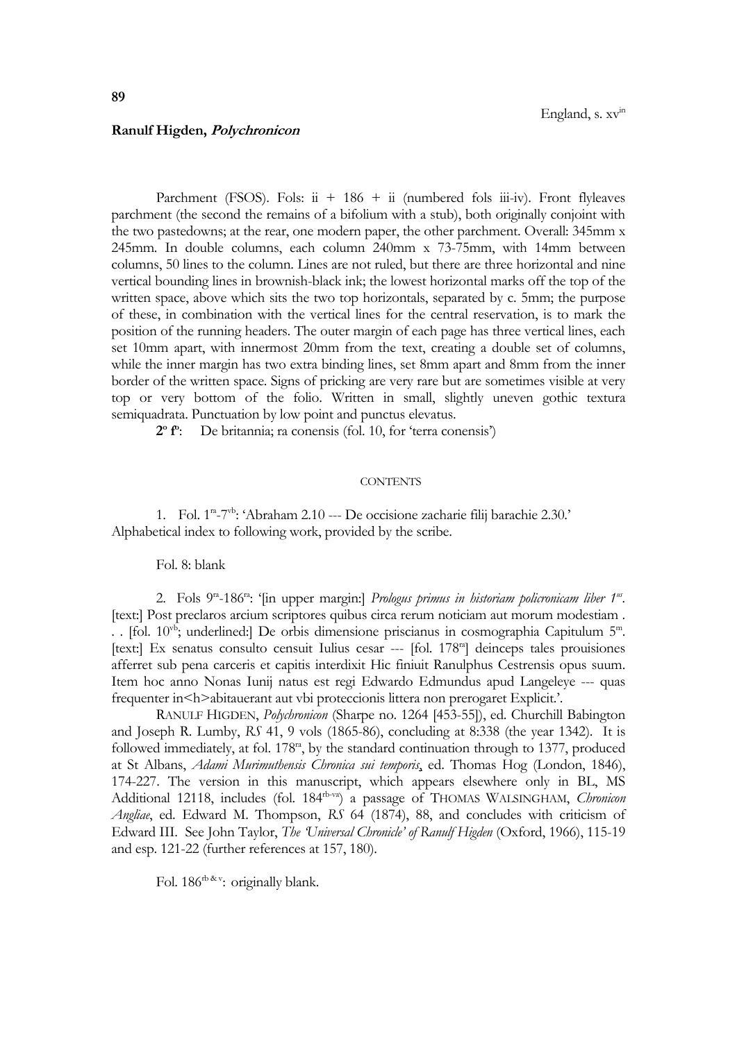**89**

England, s. xv[in]

**Ranulf Higden, *Polychronicon***

Parchment (FSOS). Fols: ii + 186 + ii (numbered fols iii-iv). Front flyleaves parchment (the second the remains of a bifolium with a stub), both originally conjoint with the two pastedowns; at the rear, one modern paper, the other parchment. Overall: 345mm x 245mm. In double columns, each column 240mm x 73-75mm, with 14mm between columns, 50 lines to the column. Lines are not ruled, but there are three horizontal and nine vertical bounding lines in brownish-black ink; the lowest horizontal marks off the top of the written space, above which sits the two top horizontals, separated by c. 5mm; the purpose of these, in combination with the vertical lines for the central reservation, is to mark the position of the running headers. The outer margin of each page has three vertical lines, each set 10mm apart, with innermost 20mm from the text, creating a double set of columns, while the inner margin has two extra binding lines, set 8mm apart and 8mm from the inner border of the written space. Signs of pricking are very rare but are sometimes visible at very top or very bottom of the folio. Written in small, slightly uneven gothic textura semiquadrata. Punctuation by low point and punctus elevatus.

**2º fº**: De britannia; ra conensis (fol. 10, for 'terra conensis')

CONTENTS

1. Fol. 1[ra]-7[vb]: 'Abraham 2.10 --- De occisione zacharie filij barachie 2.30.' Alphabetical index to following work, provided by the scribe.

Fol. 8: blank

2. Fols 9[ra]-186[ra]: '[in upper margin:] *Prologus primus in historiam policronicam liber 1us*. [text:] Post preclaros arcium scriptores quibus circa rerum noticiam aut morum modestiam . . . [fol. 10[vb]; underlined:] De orbis dimensione priscianus in cosmographia Capitulum 5m. [text:] Ex senatus consulto censuit Iulius cesar --- [fol. 178[ra]] deinceps tales prouisiones afferret sub pena carceris et capitis interdixit Hic finiuit Ranulphus Cestrensis opus suum. Item hoc anno Nonas Iunij natus est regi Edwardo Edmundus apud Langeleye --- quas frequenter in<h>abitauerant aut vbi proteccionis littera non prerogaret Explicit.'.

RANULF HIGDEN, *Polychronicon* (Sharpe no. 1264 [453-55]), ed. Churchill Babington and Joseph R. Lumby, *RS* 41, 9 vols (1865-86), concluding at 8:338 (the year 1342). It is followed immediately, at fol. 178[ra], by the standard continuation through to 1377, produced at St Albans, *Adami Murimuthensis Chronica sui temporis*, ed. Thomas Hog (London, 1846), 174-227. The version in this manuscript, which appears elsewhere only in BL, MS Additional 12118, includes (fol. 184[rb-va]) a passage of THOMAS WALSINGHAM, *Chronicon Angliae*, ed. Edward M. Thompson, *RS* 64 (1874), 88, and concludes with criticism of Edward III. See John Taylor, *The 'Universal Chronicle' of Ranulf Higden* (Oxford, 1966), 115-19 and esp. 121-22 (further references at 157, 180).

Fol. 186[rb & v]: originally blank.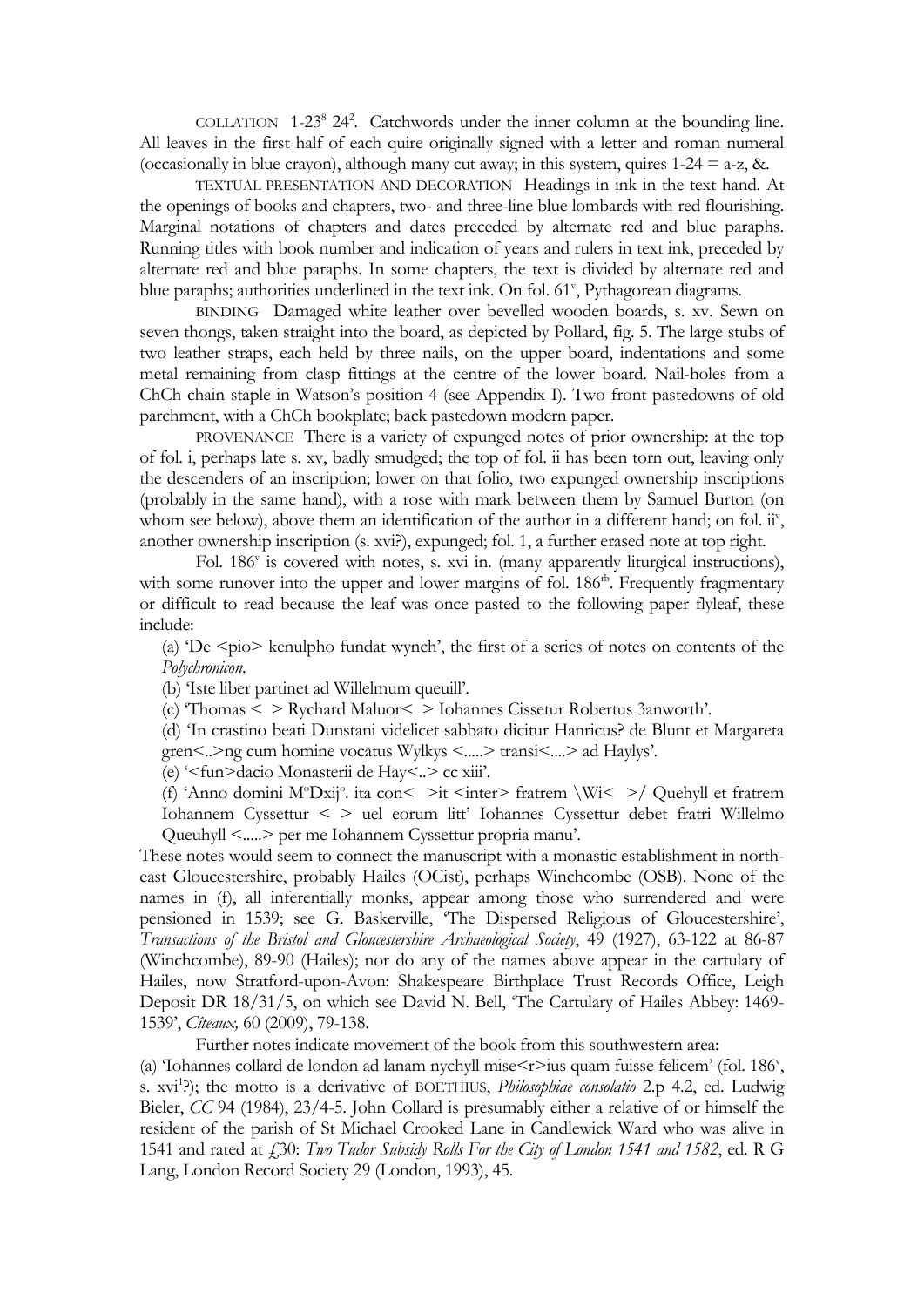COLLATION 1-23[8] 24[2]. Catchwords under the inner column at the bounding line. All leaves in the first half of each quire originally signed with a letter and roman numeral (occasionally in blue crayon), although many cut away; in this system, quires 1-24 = a-z, &.

TEXTUAL PRESENTATION AND DECORATION Headings in ink in the text hand. At the openings of books and chapters, two- and three-line blue lombards with red flourishing. Marginal notations of chapters and dates preceded by alternate red and blue paraphs. Running titles with book number and indication of years and rulers in text ink, preceded by alternate red and blue paraphs. In some chapters, the text is divided by alternate red and blue paraphs; authorities underlined in the text ink. On fol. 61[v], Pythagorean diagrams.

BINDING Damaged white leather over bevelled wooden boards, s. xv. Sewn on seven thongs, taken straight into the board, as depicted by Pollard, fig. 5. The large stubs of two leather straps, each held by three nails, on the upper board, indentations and some metal remaining from clasp fittings at the centre of the lower board. Nail-holes from a ChCh chain staple in Watson's position 4 (see Appendix I). Two front pastedowns of old parchment, with a ChCh bookplate; back pastedown modern paper.

PROVENANCE There is a variety of expunged notes of prior ownership: at the top of fol. i, perhaps late s. xv, badly smudged; the top of fol. ii has been torn out, leaving only the descenders of an inscription; lower on that folio, two expunged ownership inscriptions (probably in the same hand), with a rose with mark between them by Samuel Burton (on whom see below), above them an identification of the author in a different hand; on fol. ii[v], another ownership inscription (s. xvi?), expunged; fol. 1, a further erased note at top right.

Fol. 186[v] is covered with notes, s. xvi in. (many apparently liturgical instructions), with some runover into the upper and lower margins of fol. 186[rb]. Frequently fragmentary or difficult to read because the leaf was once pasted to the following paper flyleaf, these include:

(a) 'De <pio> kenulpho fundat wynch', the first of a series of notes on contents of the *Polychronicon*.

(b) 'Iste liber partinet ad Willelmum queuill'.

(c) 'Thomas < > Rychard Maluor< > Iohannes Cissetur Robertus 3anworth'.

(d) 'In crastino beati Dunstani videlicet sabbato dicitur Hanricus? de Blunt et Margareta gren<..>ng cum homine vocatus Wylkys <.....> transi<....> ad Haylys'.

(e) '<fun>dacio Monasterii de Hay<..> cc xiii'.

(f) 'Anno domini M[o]Dxij[o]. ita con< >it <inter> fratrem \Wi< >/ Quehyll et fratrem Iohannem Cyssettur < > uel eorum litt' Iohannes Cyssettur debet fratri Willelmo Queuhyll <.....> per me Iohannem Cyssettur propria manu'.

These notes would seem to connect the manuscript with a monastic establishment in north-east Gloucestershire, probably Hailes (OCist), perhaps Winchcombe (OSB). None of the names in (f), all inferentially monks, appear among those who surrendered and were pensioned in 1539; see G. Baskerville, 'The Dispersed Religious of Gloucestershire', *Transactions of the Bristol and Gloucestershire Archaeological Society*, 49 (1927), 63-122 at 86-87 (Winchcombe), 89-90 (Hailes); nor do any of the names above appear in the cartulary of Hailes, now Stratford-upon-Avon: Shakespeare Birthplace Trust Records Office, Leigh Deposit DR 18/31/5, on which see David N. Bell, 'The Cartulary of Hailes Abbey: 1469-1539', *Cîteaux,* 60 (2009), 79-138.

Further notes indicate movement of the book from this southwestern area:

(a) 'Iohannes collard de london ad lanam nychyll mise<r>ius quam fuisse felicem' (fol. 186[v], s. xvi[1]?); the motto is a derivative of BOETHIUS, *Philosophiae consolatio* 2.p 4.2, ed. Ludwig Bieler, *CC* 94 (1984), 23/4-5. John Collard is presumably either a relative of or himself the resident of the parish of St Michael Crooked Lane in Candlewick Ward who was alive in 1541 and rated at £30: *Two Tudor Subsidy Rolls For the City of London 1541 and 1582*, ed. R G Lang, London Record Society 29 (London, 1993), 45.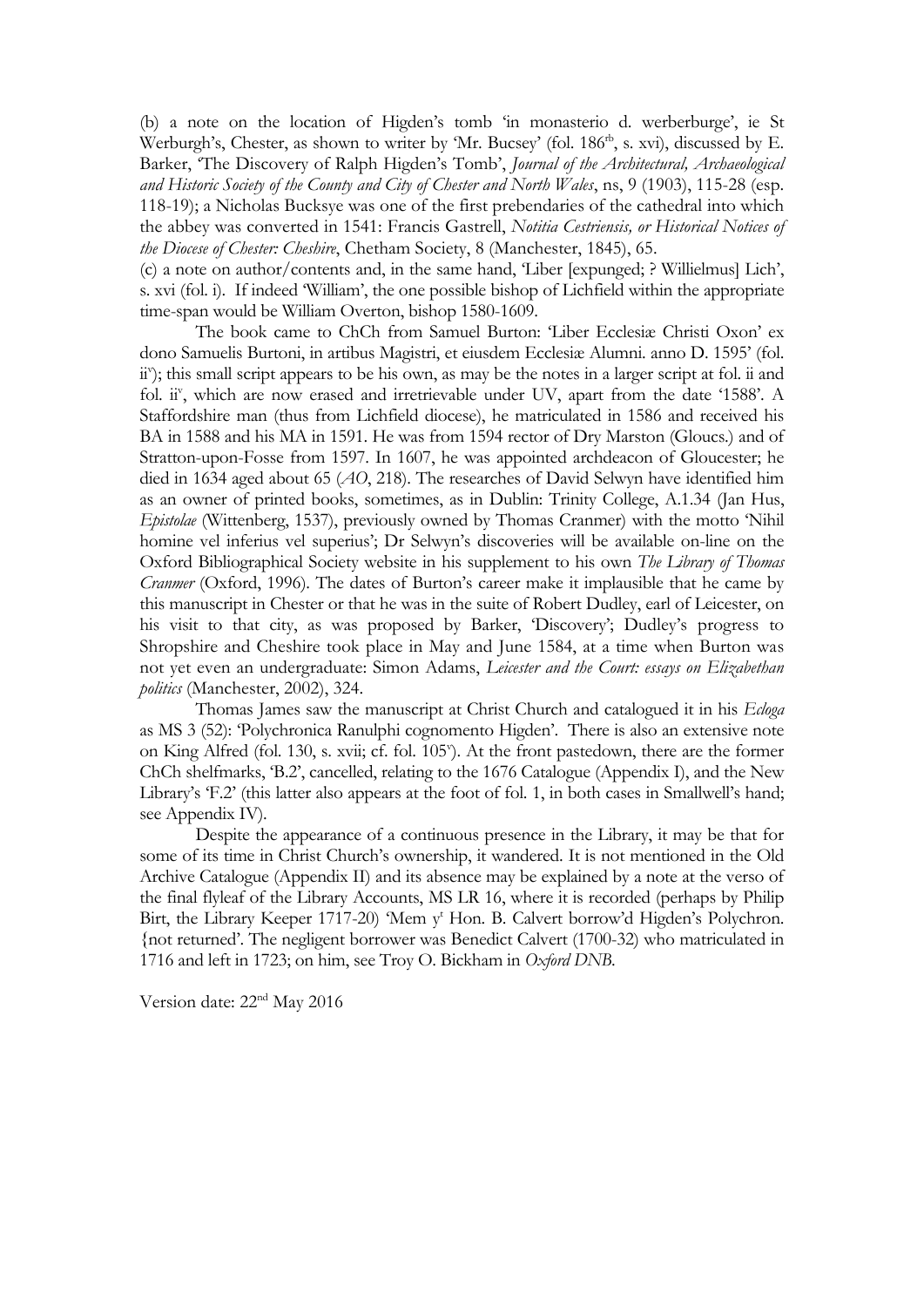(b) a note on the location of Higden's tomb 'in monasterio d. werberburge', ie St Werburgh's, Chester, as shown to writer by 'Mr. Bucsey' (fol. 186[rb], s. xvi), discussed by E. Barker, 'The Discovery of Ralph Higden's Tomb', *Journal of the Architectural, Archaeological and Historic Society of the County and City of Chester and North Wales*, ns, 9 (1903), 115-28 (esp. 118-19); a Nicholas Bucksye was one of the first prebendaries of the cathedral into which the abbey was converted in 1541: Francis Gastrell, *Notitia Cestriensis, or Historical Notices of the Diocese of Chester: Cheshire*, Chetham Society, 8 (Manchester, 1845), 65.

(c) a note on author/contents and, in the same hand, 'Liber [expunged; ? Willielmus] Lich', s. xvi (fol. i). If indeed 'William', the one possible bishop of Lichfield within the appropriate time-span would be William Overton, bishop 1580-1609.

The book came to ChCh from Samuel Burton: 'Liber Ecclesiæ Christi Oxon' ex dono Samuelis Burtoni, in artibus Magistri, et eiusdem Ecclesiæ Alumni. anno D. 1595' (fol. ii[v]); this small script appears to be his own, as may be the notes in a larger script at fol. ii and fol. ii[v], which are now erased and irretrievable under UV, apart from the date '1588'. A Staffordshire man (thus from Lichfield diocese), he matriculated in 1586 and received his BA in 1588 and his MA in 1591. He was from 1594 rector of Dry Marston (Gloucs.) and of Stratton-upon-Fosse from 1597. In 1607, he was appointed archdeacon of Gloucester; he died in 1634 aged about 65 (*AO*, 218). The researches of David Selwyn have identified him as an owner of printed books, sometimes, as in Dublin: Trinity College, A.1.34 (Jan Hus, *Epistolae* (Wittenberg, 1537), previously owned by Thomas Cranmer) with the motto 'Nihil homine vel inferius vel superius'; Dr Selwyn's discoveries will be available on-line on the Oxford Bibliographical Society website in his supplement to his own *The Library of Thomas Cranmer* (Oxford, 1996). The dates of Burton's career make it implausible that he came by this manuscript in Chester or that he was in the suite of Robert Dudley, earl of Leicester, on his visit to that city, as was proposed by Barker, 'Discovery'; Dudley's progress to Shropshire and Cheshire took place in May and June 1584, at a time when Burton was not yet even an undergraduate: Simon Adams, *Leicester and the Court: essays on Elizabethan politics* (Manchester, 2002), 324.

Thomas James saw the manuscript at Christ Church and catalogued it in his *Ecloga* as MS 3 (52): 'Polychronica Ranulphi cognomento Higden'. There is also an extensive note on King Alfred (fol. 130, s. xvii; cf. fol. 105[v]). At the front pastedown, there are the former ChCh shelfmarks, 'B.2', cancelled, relating to the 1676 Catalogue (Appendix I), and the New Library's 'F.2' (this latter also appears at the foot of fol. 1, in both cases in Smallwell's hand; see Appendix IV).

Despite the appearance of a continuous presence in the Library, it may be that for some of its time in Christ Church's ownership, it wandered. It is not mentioned in the Old Archive Catalogue (Appendix II) and its absence may be explained by a note at the verso of the final flyleaf of the Library Accounts, MS LR 16, where it is recorded (perhaps by Philip Birt, the Library Keeper 1717-20) 'Mem y[r] Hon. B. Calvert borrow'd Higden's Polychron. {not returned'. The negligent borrower was Benedict Calvert (1700-32) who matriculated in 1716 and left in 1723; on him, see Troy O. Bickham in *Oxford DNB*.

Version date: 22[nd] May 2016